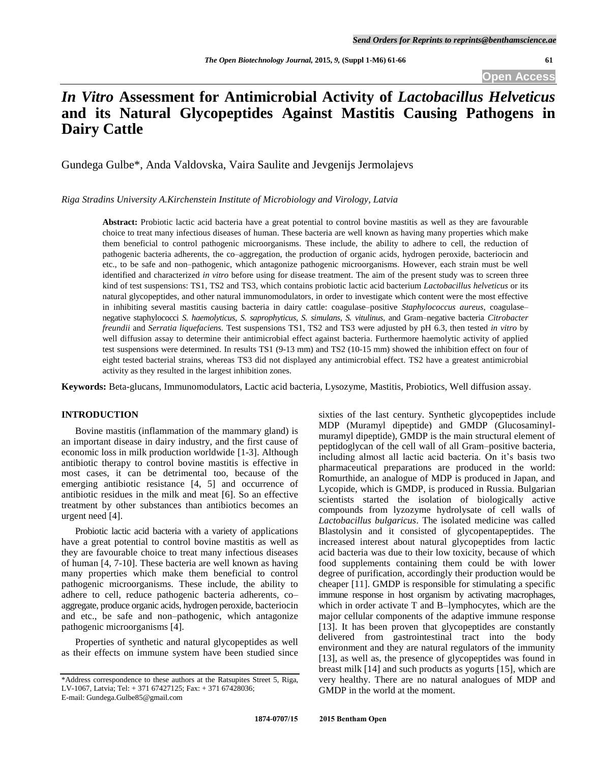# *In Vitro* Assessment for Antimicrobial Activity of *Lactobacillus Helveticus* and its Natural Glycopeptides Against Mastitis Causing Pathogens in Dairy Cattle

Gundega Gulbe*, Anda Valdovska, Vaira Saulite and Jevgenijs Jermolajevs

*Riga Stradins University A.Kirchenstein Institute of Microbiology and Virology, Latvia*

**Abstract:** Probiotic lactic acid bacteria have a great potential to control bovine mastitis as well as they are favourable choice to treat many infectious diseases of human. These bacteria are well known as having many properties which make them beneficial to control pathogenic microorganisms. These include, the ability to adhere to cell, the reduction of pathogenic bacteria adherents, the co–aggregation, the production of organic acids, hydrogen peroxide, bacteriocin and etc., to be safe and non–pathogenic, which antagonize pathogenic microorganisms. However, each strain must be well identified and characterized *in vitro* before using for disease treatment. The aim of the present study was to screen three kind of test suspensions: TS1, TS2 and TS3, which contains probiotic lactic acid bacterium *Lactobacillus helveticus* or its natural glycopeptides, and other natural immunomodulators, in order to investigate which content were the most effective in inhibiting several mastitis causing bacteria in dairy cattle: coagulase–positive *Staphylococcus aureus*, coagulase–negative staphylococci *S. haemolyticus*, *S. saprophyticus*, *S. simulans*, *S. vitulinus*, and Gram–negative bacteria *Citrobacter freundii* and *Serratia liquefaciens*. Test suspensions TS1, TS2 and TS3 were adjusted by pH 6.3, then tested *in vitro* by well diffusion assay to determine their antimicrobial effect against bacteria. Furthermore haemolytic activity of applied test suspensions were determined. In results TS1 (9-13 mm) and TS2 (10-15 mm) showed the inhibition effect on four of eight tested bacterial strains, whereas TS3 did not displayed any antimicrobial effect. TS2 have a greatest antimicrobial activity as they resulted in the largest inhibition zones.

**Keywords:** Beta-glucans, Immunomodulators, Lactic acid bacteria, Lysozyme, Mastitis, Probiotics, Well diffusion assay.

## INTRODUCTION

Bovine mastitis (inflammation of the mammary gland) is an important disease in dairy industry, and the first cause of economic loss in milk production worldwide [1-3]. Although antibiotic therapy to control bovine mastitis is effective in most cases, it can be detrimental too, because of the emerging antibiotic resistance [4, 5] and occurrence of antibiotic residues in the milk and meat [6]. So an effective treatment by other substances than antibiotics becomes an urgent need [4].

Probiotic lactic acid bacteria with a variety of applications have a great potential to control bovine mastitis as well as they are favourable choice to treat many infectious diseases of human [4, 7-10]. These bacteria are well known as having many properties which make them beneficial to control pathogenic microorganisms. These include, the ability to adhere to cell, reduce pathogenic bacteria adherents, co–aggregate, produce organic acids, hydrogen peroxide, bacteriocin and etc., be safe and non–pathogenic, which antagonize pathogenic microorganisms [4].

Properties of synthetic and natural glycopeptides as well as their effects on immune system have been studied since sixties of the last century. Synthetic glycopeptides include MDP (Muramyl dipeptide) and GMDP (Glucosaminyl-muramyl dipeptide), GMDP is the main structural element of peptidoglycan of the cell wall of all Gram–positive bacteria, including almost all lactic acid bacteria. On it's basis two pharmaceutical preparations are produced in the world: Romurthide, an analogue of MDP is produced in Japan, and Lycopide, which is GMDP, is produced in Russia. Bulgarian scientists started the isolation of biologically active compounds from lyzozyme hydrolysate of cell walls of *Lactobacillus bulgaricus*. The isolated medicine was called Blastolysin and it consisted of glycopentapeptides. The increased interest about natural glycopeptides from lactic acid bacteria was due to their low toxicity, because of which food supplements containing them could be with lower degree of purification, accordingly their production would be cheaper [11]. GMDP is responsible for stimulating a specific immune response in host organism by activating macrophages, which in order activate T and B–lymphocytes, which are the major cellular components of the adaptive immune response [13]. It has been proven that glycopeptides are constantly delivered from gastrointestinal tract into the body environment and they are natural regulators of the immunity [13], as well as, the presence of glycopeptides was found in breast milk [14] and such products as yogurts [15], which are very healthy. There are no natural analogues of MDP and GMDP in the world at the moment.

*Address correspondence to these authors at the Ratsupites Street 5, Riga, LV-1067, Latvia; Tel: + 371 67427125; Fax: + 371 67428036;
E-mail: Gundega.Gulbe85@gmail.com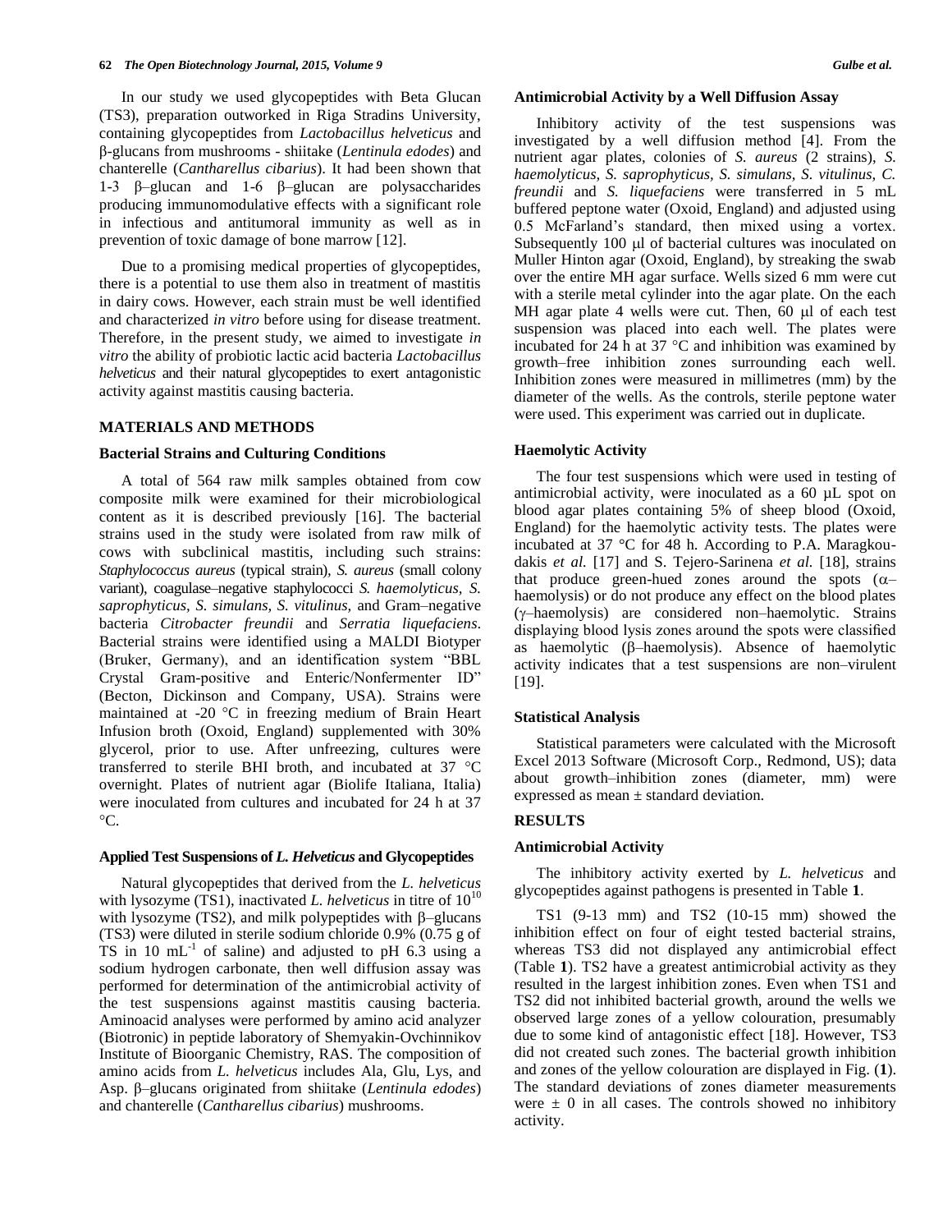In our study we used glycopeptides with Beta Glucan (TS3), preparation outworked in Riga Stradins University, containing glycopeptides from *Lactobacillus helveticus* and β-glucans from mushrooms - shiitake (*Lentinula edodes*) and chanterelle (*Cantharellus cibarius*). It had been shown that 1-3 β–glucan and 1-6 β–glucan are polysaccharides producing immunomodulative effects with a significant role in infectious and antitumoral immunity as well as in prevention of toxic damage of bone marrow [12].

Due to a promising medical properties of glycopeptides, there is a potential to use them also in treatment of mastitis in dairy cows. However, each strain must be well identified and characterized *in vitro* before using for disease treatment. Therefore, in the present study, we aimed to investigate *in vitro* the ability of probiotic lactic acid bacteria *Lactobacillus helveticus* and their natural glycopeptides to exert antagonistic activity against mastitis causing bacteria.

## MATERIALS AND METHODS

### Bacterial Strains and Culturing Conditions

A total of 564 raw milk samples obtained from cow composite milk were examined for their microbiological content as it is described previously [16]. The bacterial strains used in the study were isolated from raw milk of cows with subclinical mastitis, including such strains: *Staphylococcus aureus* (typical strain), *S. aureus* (small colony variant), coagulase–negative staphylococci *S. haemolyticus*, *S. saprophyticus*, *S. simulans*, *S. vitulinus*, and Gram–negative bacteria *Citrobacter freundii* and *Serratia liquefaciens*. Bacterial strains were identified using a MALDI Biotyper (Bruker, Germany), and an identification system "BBL Crystal Gram-positive and Enteric/Nonfermenter ID" (Becton, Dickinson and Company, USA). Strains were maintained at -20 °C in freezing medium of Brain Heart Infusion broth (Oxoid, England) supplemented with 30% glycerol, prior to use. After unfreezing, cultures were transferred to sterile BHI broth, and incubated at 37 °C overnight. Plates of nutrient agar (Biolife Italiana, Italia) were inoculated from cultures and incubated for 24 h at 37 °C.

### Applied Test Suspensions of *L. Helveticus* and Glycopeptides

Natural glycopeptides that derived from the *L. helveticus* with lysozyme (TS1), inactivated *L. helveticus* in titre of $10^{10}$ with lysozyme (TS2), and milk polypeptides with β–glucans (TS3) were diluted in sterile sodium chloride 0.9% (0.75 g of TS in 10 $mL^{-1}$ of saline) and adjusted to pH 6.3 using a sodium hydrogen carbonate, then well diffusion assay was performed for determination of the antimicrobial activity of the test suspensions against mastitis causing bacteria. Aminoacid analyses were performed by amino acid analyzer (Biotronic) in peptide laboratory of Shemyakin-Ovchinnikov Institute of Bioorganic Chemistry, RAS. The composition of amino acids from *L. helveticus* includes Ala, Glu, Lys, and Asp. β–glucans originated from shiitake (*Lentinula edodes*) and chanterelle (*Cantharellus cibarius*) mushrooms.

### Antimicrobial Activity by a Well Diffusion Assay

Inhibitory activity of the test suspensions was investigated by a well diffusion method [4]. From the nutrient agar plates, colonies of *S. aureus* (2 strains), *S. haemolyticus, S. saprophyticus, S. simulans, S. vitulinus, C. freundii* and *S. liquefaciens* were transferred in 5 mL buffered peptone water (Oxoid, England) and adjusted using 0.5 McFarland's standard, then mixed using a vortex. Subsequently 100 μl of bacterial cultures was inoculated on Muller Hinton agar (Oxoid, England), by streaking the swab over the entire MH agar surface. Wells sized 6 mm were cut with a sterile metal cylinder into the agar plate. On the each MH agar plate 4 wells were cut. Then, 60 μl of each test suspension was placed into each well. The plates were incubated for 24 h at 37 °C and inhibition was examined by growth–free inhibition zones surrounding each well. Inhibition zones were measured in millimetres (mm) by the diameter of the wells. As the controls, sterile peptone water were used. This experiment was carried out in duplicate.

### Haemolytic Activity

The four test suspensions which were used in testing of antimicrobial activity, were inoculated as a 60 μL spot on blood agar plates containing 5% of sheep blood (Oxoid, England) for the haemolytic activity tests. The plates were incubated at 37 °C for 48 h. According to P.A. Maragkoudakis *et al.* [17] and S. Tejero-Sarinena *et al.* [18], strains that produce green-hued zones around the spots (α–haemolysis) or do not produce any effect on the blood plates (γ–haemolysis) are considered non–haemolytic. Strains displaying blood lysis zones around the spots were classified as haemolytic (β–haemolysis). Absence of haemolytic activity indicates that a test suspensions are non–virulent [19].

### Statistical Analysis

Statistical parameters were calculated with the Microsoft Excel 2013 Software (Microsoft Corp., Redmond, US); data about growth–inhibition zones (diameter, mm) were expressed as mean ± standard deviation.

## RESULTS

### Antimicrobial Activity

The inhibitory activity exerted by *L. helveticus* and glycopeptides against pathogens is presented in Table **1**.

TS1 (9-13 mm) and TS2 (10-15 mm) showed the inhibition effect on four of eight tested bacterial strains, whereas TS3 did not displayed any antimicrobial effect (Table **1**). TS2 have a greatest antimicrobial activity as they resulted in the largest inhibition zones. Even when TS1 and TS2 did not inhibited bacterial growth, around the wells we observed large zones of a yellow colouration, presumably due to some kind of antagonistic effect [18]. However, TS3 did not created such zones. The bacterial growth inhibition and zones of the yellow colouration are displayed in Fig. (**1**). The standard deviations of zones diameter measurements were ± 0 in all cases. The controls showed no inhibitory activity.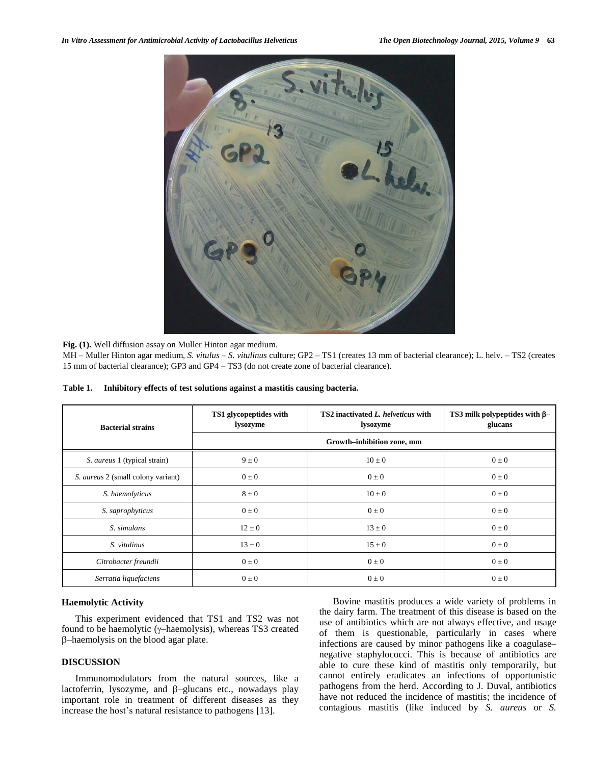Fig. (1). Well diffusion assay on Muller Hinton agar medium.

MH – Muller Hinton agar medium, *S. vitulus* – *S. vitulinus* culture; GP2 – TS1 (creates 13 mm of bacterial clearance); L. helv. – TS2 (creates 15 mm of bacterial clearance); GP3 and GP4 – TS3 (do not create zone of bacterial clearance).

**Table 1. Inhibitory effects of test solutions against a mastitis causing bacteria.**

| Bacterial strains | TS1 glycopeptides with lysozyme | TS2 inactivated *L. helveticus* with lysozyme | TS3 milk polypeptides with β–glucans |
|---|---|---|---|
| | Growth–inhibition zone, mm | | |
| *S. aureus* 1 (typical strain) | 9 ± 0 | 10 ± 0 | 0 ± 0 |
| *S. aureus* 2 (small colony variant) | 0 ± 0 | 0 ± 0 | 0 ± 0 |
| *S. haemolyticus* | 8 ± 0 | 10 ± 0 | 0 ± 0 |
| *S. saprophyticus* | 0 ± 0 | 0 ± 0 | 0 ± 0 |
| *S. simulans* | 12 ± 0 | 13 ± 0 | 0 ± 0 |
| *S. vitulinus* | 13 ± 0 | 15 ± 0 | 0 ± 0 |
| *Citrobacter freundii* | 0 ± 0 | 0 ± 0 | 0 ± 0 |
| *Serratia liquefaciens* | 0 ± 0 | 0 ± 0 | 0 ± 0 |

### Haemolytic Activity

This experiment evidenced that TS1 and TS2 was not found to be haemolytic (γ–haemolysis), whereas TS3 created β–haemolysis on the blood agar plate.

## DISCUSSION

Immunomodulators from the natural sources, like a lactoferrin, lysozyme, and β–glucans etc., nowadays play important role in treatment of different diseases as they increase the host's natural resistance to pathogens [13].

Bovine mastitis produces a wide variety of problems in the dairy farm. The treatment of this disease is based on the use of antibiotics which are not always effective, and usage of them is questionable, particularly in cases where infections are caused by minor pathogens like a coagulase–negative staphylococci. This is because of antibiotics are able to cure these kind of mastitis only temporarily, but cannot entirely eradicates an infections of opportunistic pathogens from the herd. According to J. Duval, antibiotics have not reduced the incidence of mastitis; the incidence of contagious mastitis (like induced by *S. aureus* or *S.*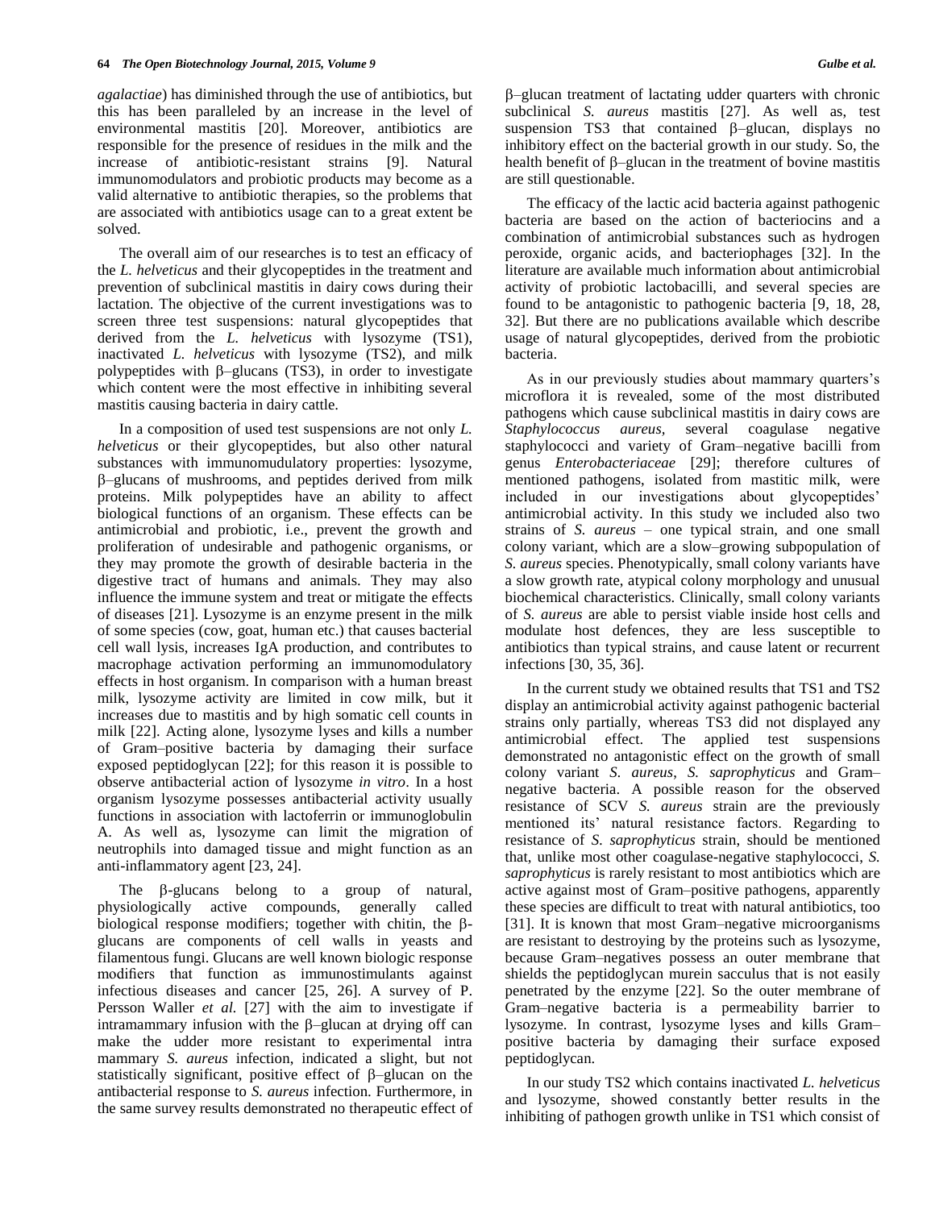*agalactiae*) has diminished through the use of antibiotics, but this has been paralleled by an increase in the level of environmental mastitis [20]. Moreover, antibiotics are responsible for the presence of residues in the milk and the increase of antibiotic-resistant strains [9]. Natural immunomodulators and probiotic products may become as a valid alternative to antibiotic therapies, so the problems that are associated with antibiotics usage can to a great extent be solved.

The overall aim of our researches is to test an efficacy of the *L. helveticus* and their glycopeptides in the treatment and prevention of subclinical mastitis in dairy cows during their lactation. The objective of the current investigations was to screen three test suspensions: natural glycopeptides that derived from the *L. helveticus* with lysozyme (TS1), inactivated *L. helveticus* with lysozyme (TS2), and milk polypeptides with β–glucans (TS3), in order to investigate which content were the most effective in inhibiting several mastitis causing bacteria in dairy cattle.

In a composition of used test suspensions are not only *L. helveticus* or their glycopeptides, but also other natural substances with immunomudulatory properties: lysozyme, β–glucans of mushrooms, and peptides derived from milk proteins. Milk polypeptides have an ability to affect biological functions of an organism. These effects can be antimicrobial and probiotic, i.e., prevent the growth and proliferation of undesirable and pathogenic organisms, or they may promote the growth of desirable bacteria in the digestive tract of humans and animals. They may also influence the immune system and treat or mitigate the effects of diseases [21]. Lysozyme is an enzyme present in the milk of some species (cow, goat, human etc.) that causes bacterial cell wall lysis, increases IgA production, and contributes to macrophage activation performing an immunomodulatory effects in host organism. In comparison with a human breast milk, lysozyme activity are limited in cow milk, but it increases due to mastitis and by high somatic cell counts in milk [22]. Acting alone, lysozyme lyses and kills a number of Gram–positive bacteria by damaging their surface exposed peptidoglycan [22]; for this reason it is possible to observe antibacterial action of lysozyme *in vitro*. In a host organism lysozyme possesses antibacterial activity usually functions in association with lactoferrin or immunoglobulin A. As well as, lysozyme can limit the migration of neutrophils into damaged tissue and might function as an anti-inflammatory agent [23, 24].

The β-glucans belong to a group of natural, physiologically active compounds, generally called biological response modifiers; together with chitin, the β-glucans are components of cell walls in yeasts and filamentous fungi. Glucans are well known biologic response modifiers that function as immunostimulants against infectious diseases and cancer [25, 26]. A survey of P. Persson Waller *et al.* [27] with the aim to investigate if intramammary infusion with the β–glucan at drying off can make the udder more resistant to experimental intra mammary *S. aureus* infection, indicated a slight, but not statistically significant, positive effect of β–glucan on the antibacterial response to *S. aureus* infection. Furthermore, in the same survey results demonstrated no therapeutic effect of β–glucan treatment of lactating udder quarters with chronic subclinical *S. aureus* mastitis [27]. As well as, test suspension TS3 that contained β–glucan, displays no inhibitory effect on the bacterial growth in our study. So, the health benefit of β–glucan in the treatment of bovine mastitis are still questionable.

The efficacy of the lactic acid bacteria against pathogenic bacteria are based on the action of bacteriocins and a combination of antimicrobial substances such as hydrogen peroxide, organic acids, and bacteriophages [32]. In the literature are available much information about antimicrobial activity of probiotic lactobacilli, and several species are found to be antagonistic to pathogenic bacteria [9, 18, 28, 32]. But there are no publications available which describe usage of natural glycopeptides, derived from the probiotic bacteria.

As in our previously studies about mammary quarters's microflora it is revealed, some of the most distributed pathogens which cause subclinical mastitis in dairy cows are *Staphylococcus aureus,* several coagulase negative staphylococci and variety of Gram–negative bacilli from genus *Enterobacteriaceae* [29]; therefore cultures of mentioned pathogens, isolated from mastitic milk, were included in our investigations about glycopeptides' antimicrobial activity. In this study we included also two strains of *S. aureus* – one typical strain, and one small colony variant, which are a slow–growing subpopulation of *S. aureus* species. Phenotypically, small colony variants have a slow growth rate, atypical colony morphology and unusual biochemical characteristics. Clinically, small colony variants of *S. aureus* are able to persist viable inside host cells and modulate host defences, they are less susceptible to antibiotics than typical strains, and cause latent or recurrent infections [30, 35, 36].

In the current study we obtained results that TS1 and TS2 display an antimicrobial activity against pathogenic bacterial strains only partially, whereas TS3 did not displayed any antimicrobial effect. The applied test suspensions demonstrated no antagonistic effect on the growth of small colony variant *S. aureus*, *S. saprophyticus* and Gram–negative bacteria. A possible reason for the observed resistance of SCV *S. aureus* strain are the previously mentioned its' natural resistance factors. Regarding to resistance of *S. saprophyticus* strain, should be mentioned that, unlike most other coagulase-negative staphylococci, *S. saprophyticus* is rarely resistant to most antibiotics which are active against most of Gram–positive pathogens, apparently these species are difficult to treat with natural antibiotics, too [31]. It is known that most Gram–negative microorganisms are resistant to destroying by the proteins such as lysozyme, because Gram–negatives possess an outer membrane that shields the peptidoglycan murein sacculus that is not easily penetrated by the enzyme [22]. So the outer membrane of Gram–negative bacteria is a permeability barrier to lysozyme. In contrast, lysozyme lyses and kills Gram–positive bacteria by damaging their surface exposed peptidoglycan.

In our study TS2 which contains inactivated *L. helveticus* and lysozyme, showed constantly better results in the inhibiting of pathogen growth unlike in TS1 which consist of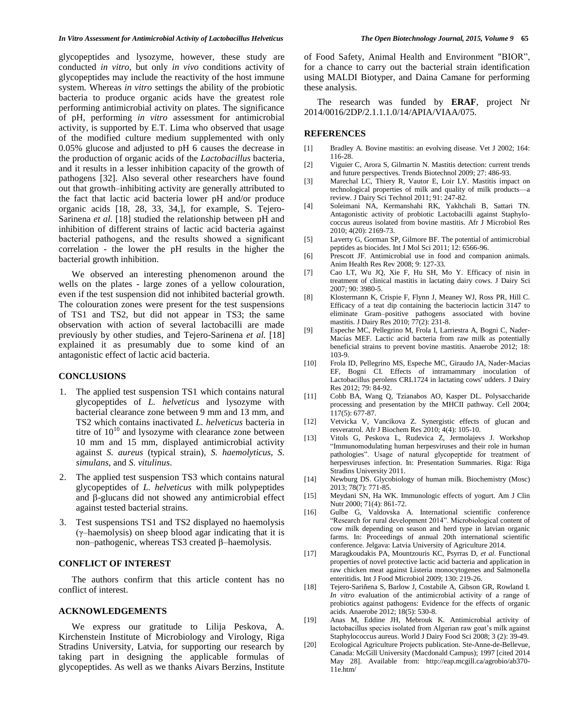glycopeptides and lysozyme, however, these study are conducted *in vitro*, but only *in vivo* conditions activity of glycopeptides may include the reactivity of the host immune system. Whereas *in vitro* settings the ability of the probiotic bacteria to produce organic acids have the greatest role performing antimicrobial activity on plates. The significance of pH, performing *in vitro* assessment for antimicrobial activity, is supported by E.T. Lima who observed that usage of the modified culture medium supplemented with only 0.05% glucose and adjusted to pH 6 causes the decrease in the production of organic acids of the *Lactobacillus* bacteria, and it results in a lesser inhibition capacity of the growth of pathogens [32]. Also several other researchers have found out that growth–inhibiting activity are generally attributed to the fact that lactic acid bacteria lower pH and/or produce organic acids [18, 28, 33, 34,], for example, S. Tejero-Sarinena *et al.* [18] studied the relationship between pH and inhibition of different strains of lactic acid bacteria against bacterial pathogens, and the results showed a significant correlation - the lower the pH results in the higher the bacterial growth inhibition.

We observed an interesting phenomenon around the wells on the plates - large zones of a yellow colouration, even if the test suspension did not inhibited bacterial growth. The colouration zones were present for the test suspensions of TS1 and TS2, but did not appear in TS3; the same observation with action of several lactobacilli are made previously by other studies, and Tejero-Sarinena *et al.* [18] explained it as presumably due to some kind of an antagonistic effect of lactic acid bacteria.

## CONCLUSIONS

1. The applied test suspension TS1 which contains natural glycopeptides of *L. helveticus* and lysozyme with bacterial clearance zone between 9 mm and 13 mm, and TS2 which contains inactivated *L. helveticus* bacteria in titre of $10^{10}$ and lysozyme with clearance zone between 10 mm and 15 mm, displayed antimicrobial activity against *S. aureus* (typical strain), *S. haemolyticus*, *S. simulans*, and *S. vitulinus*.
2. The applied test suspension TS3 which contains natural glycopeptides of *L. helveticus* with milk polypeptides and β-glucans did not showed any antimicrobial effect against tested bacterial strains.
3. Test suspensions TS1 and TS2 displayed no haemolysis (γ–haemolysis) on sheep blood agar indicating that it is non–pathogenic, whereas TS3 created β–haemolysis.

## CONFLICT OF INTEREST

The authors confirm that this article content has no conflict of interest.

## ACKNOWLEDGEMENTS

We express our gratitude to Lilija Peskova, A. Kirchenstein Institute of Microbiology and Virology, Riga Stradins University, Latvia, for supporting our research by taking part in designing the applicable formulas of glycopeptides. As well as we thanks Aivars Berzins, Institute of Food Safety, Animal Health and Environment "BIOR", for a chance to carry out the bacterial strain identification using MALDI Biotyper, and Daina Camane for performing these analysis.

The research was funded by **ERAF**, project Nr 2014/0016/2DP/2.1.1.1.0/14/APIA/VIAA/075.

## REFERENCES

[1] Bradley A. Bovine mastitis: an evolving disease. Vet J 2002; 164: 116-28.

[2] Viguier C, Arora S, Gilmartin N. Mastitis detection: current trends and future perspectives. Trends Biotechnol 2009; 27: 486-93.

[3] Marechal LC, Thiery R, Vautor E, Loir LY. Mastitis impact on technological properties of milk and quality of milk products—a review. J Dairy Sci Technol 2011; 91: 247-82.

[4] Soleimani NA, Kermanshahi RK, Yakhchali B, Sattari TN. Antagonistic activity of probiotic Lactobacilli against Staphylococcus aureus isolated from bovine mastitis. Afr J Microbiol Res 2010; 4(20): 2169-73.

[5] Laverty G, Gorman SP, Gilmore BF. The potential of antimicrobial peptides as biocides. Int J Mol Sci 2011; 12: 6566-96.

[6] Prescott JF. Antimicrobial use in food and companion animals. Anim Health Res Rev 2008; 9: 127-33.

[7] Cao LT, Wu JQ, Xie F, Hu SH, Mo Y. Efficacy of nisin in treatment of clinical mastitis in lactating dairy cows. J Dairy Sci 2007; 90: 3980-5.

[8] Klostermann K, Crispie F, Flynn J, Meaney WJ, Ross PR, Hill C. Efficacy of a teat dip containing the bacteriocin lacticin 3147 to eliminate Gram–positive pathogens associated with bovine mastitis. J Dairy Res 2010; 77(2): 231-8.

[9] Espeche MC, Pellegrino M, Frola I, Larriestra A, Bogni C, Nader-Macías MEF. Lactic acid bacteria from raw milk as potentially beneficial strains to prevent bovine mastitis. Anaerobe 2012; 18: 103-9.

[10] Frola ID, Pellegrino MS, Espeche MC, Giraudo JA, Nader-Macias EF, Bogni CI. Effects of intramammary inoculation of Lactobacillus perolens CRL1724 in lactating cows' udders. J Dairy Res 2012; 79: 84-92.

[11] Cobb BA, Wang Q, Tzianabos AO, Kasper DL. Polysaccharide processing and presentation by the MHCII pathway. Cell 2004; 117(5): 677-87.

[12] Vetvicka V, Vancikova Z. Synergistic effects of glucan and resveratrol. Afr J Biochem Res 2010; 4(4): 105-10.

[13] Vitols G, Peskova L, Rudevica Z, Jermolajevs J. Workshop "Immunomodulating human herpesviruses and their role in human pathologies". Usage of natural glycopeptide for treatment of herpesviruses infection. In: Presentation Summaries. Riga: Riga Stradins University 2011.

[14] Newburg DS. Glycobiology of human milk. Biochemistry (Mosc) 2013; 78(7): 771-85.

[15] Meydani SN, Ha WK. Immunologic effects of yogurt. Am J Clin Nutr 2000; 71(4): 861-72.

[16] Gulbe G, Valdovska A. International scientific conference "Research for rural development 2014". Microbiological content of cow milk depending on season and herd type in latvian organic farms. In: Proceedings of annual 20th international scientific conference. Jelgava: Latvia University of Agriculture 2014.

[17] Maragkoudakis PA, Mountzouris KC, Psyrras D, *et al*. Functional properties of novel protective lactic acid bacteria and application in raw chicken meat against Listeria monocytogenes and Salmonella enteritidis. Int J Food Microbiol 2009; 130: 219-26.

[18] Tejero-Sariñena S, Barlow J, Costabile A, Gibson GR, Rowland I. *In vitro* evaluation of the antimicrobial activity of a range of probiotics against pathogens: Evidence for the effects of organic acids. Anaerobe 2012; 18(5): 530-8.

[19] Anas M, Eddine JH, Mebrouk K. Antimicrobial activity of lactobacillus species isolated from Algerian raw goat's milk against Staphylococcus aureus. World J Dairy Food Sci 2008; 3 (2): 39-49.

[20] Ecological Agriculture Projects publication. Ste-Anne-de-Bellevue, Canada: McGill University (Macdonald Campus); 1997 [cited 2014 May 28]. Available from: http://eap.mcgill.ca/agrobio/ab370-11e.htm/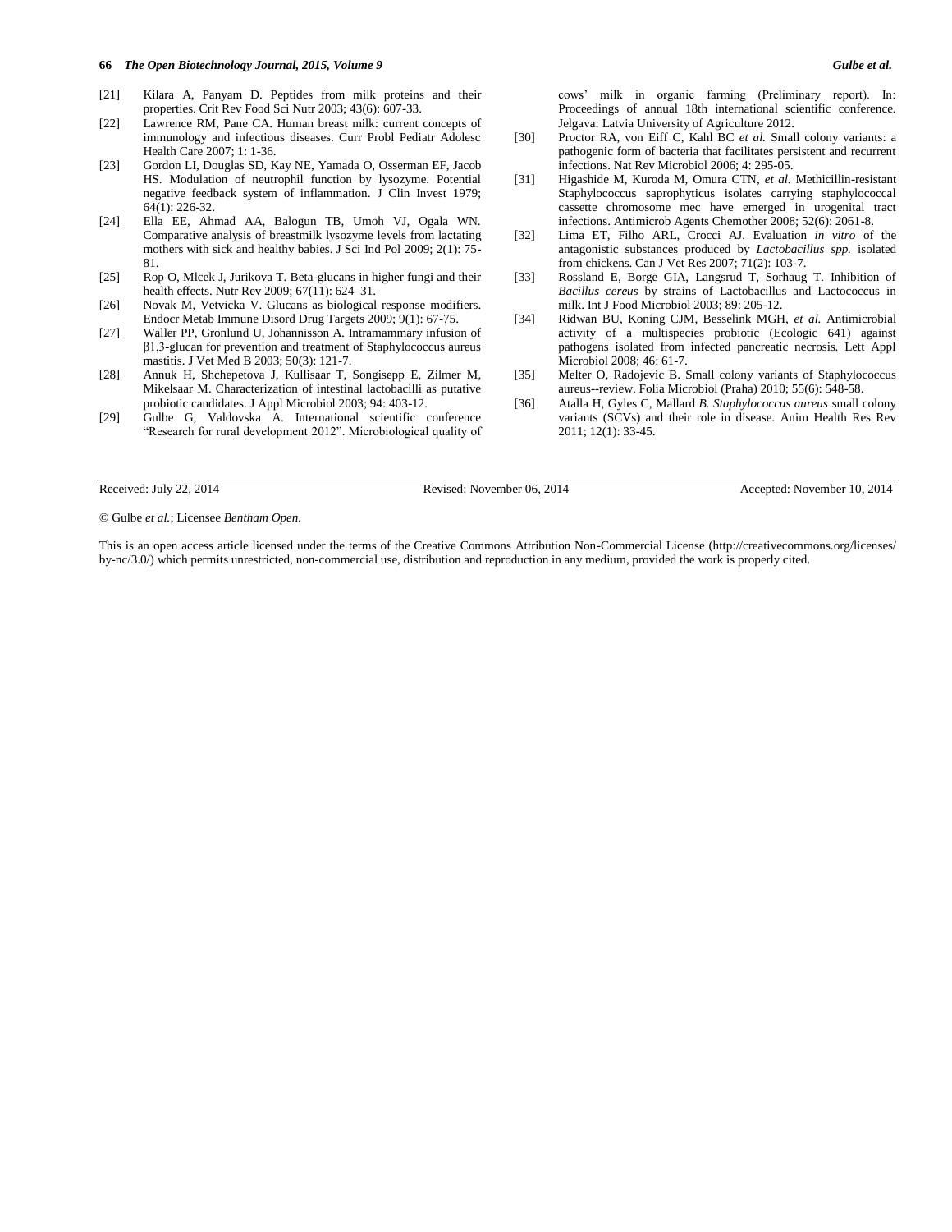[21] Kilara A, Panyam D. Peptides from milk proteins and their properties. Crit Rev Food Sci Nutr 2003; 43(6): 607-33.

[22] Lawrence RM, Pane CA. Human breast milk: current concepts of immunology and infectious diseases. Curr Probl Pediatr Adolesc Health Care 2007; 1: 1-36.

[23] Gordon LI, Douglas SD, Kay NE, Yamada O, Osserman EF, Jacob HS. Modulation of neutrophil function by lysozyme. Potential negative feedback system of inflammation. J Clin Invest 1979; 64(1): 226-32.

[24] Ella EE, Ahmad AA, Balogun TB, Umoh VJ, Ogala WN. Comparative analysis of breastmilk lysozyme levels from lactating mothers with sick and healthy babies. J Sci Ind Pol 2009; 2(1): 75-81.

[25] Rop O, Mlcek J, Jurikova T. Beta-glucans in higher fungi and their health effects. Nutr Rev 2009; 67(11): 624–31.

[26] Novak M, Vetvicka V. Glucans as biological response modifiers. Endocr Metab Immune Disord Drug Targets 2009; 9(1): 67-75.

[27] Waller PP, Gronlund U, Johannisson A. Intramammary infusion of β1,3-glucan for prevention and treatment of Staphylococcus aureus mastitis. J Vet Med B 2003; 50(3): 121-7.

[28] Annuk H, Shchepetova J, Kullisaar T, Songisepp E, Zilmer M, Mikelsaar M. Characterization of intestinal lactobacilli as putative probiotic candidates. J Appl Microbiol 2003; 94: 403-12.

[29] Gulbe G, Valdovska A. International scientific conference "Research for rural development 2012". Microbiological quality of cows' milk in organic farming (Preliminary report). In: Proceedings of annual 18th international scientific conference. Jelgava: Latvia University of Agriculture 2012.

[30] Proctor RA, von Eiff C, Kahl BC *et al.* Small colony variants: a pathogenic form of bacteria that facilitates persistent and recurrent infections. Nat Rev Microbiol 2006; 4: 295-05.

[31] Higashide M, Kuroda M, Omura CTN, *et al.* Methicillin-resistant Staphylococcus saprophyticus isolates carrying staphylococcal cassette chromosome mec have emerged in urogenital tract infections. Antimicrob Agents Chemother 2008; 52(6): 2061-8.

[32] Lima ET, Filho ARL, Crocci AJ. Evaluation *in vitro* of the antagonistic substances produced by *Lactobacillus spp.* isolated from chickens. Can J Vet Res 2007; 71(2): 103-7.

[33] Rossland E, Borge GIA, Langsrud T, Sorhaug T. Inhibition of *Bacillus cereus* by strains of Lactobacillus and Lactococcus in milk. Int J Food Microbiol 2003; 89: 205-12.

[34] Ridwan BU, Koning CJM, Besselink MGH, *et al.* Antimicrobial activity of a multispecies probiotic (Ecologic 641) against pathogens isolated from infected pancreatic necrosis. Lett Appl Microbiol 2008; 46: 61-7.

[35] Melter O, Radojevic B. Small colony variants of Staphylococcus aureus--review. Folia Microbiol (Praha) 2010; 55(6): 548-58.

[36] Atalla H, Gyles C, Mallard *B. Staphylococcus aureus* small colony variants (SCVs) and their role in disease. Anim Health Res Rev 2011; 12(1): 33-45.

Received: July 22, 2014 Revised: November 06, 2014 Accepted: November 10, 2014

© Gulbe *et al.*; Licensee *Bentham Open.*

This is an open access article licensed under the terms of the Creative Commons Attribution Non-Commercial License (http://creativecommons.org/licenses/by-nc/3.0/) which permits unrestricted, non-commercial use, distribution and reproduction in any medium, provided the work is properly cited.